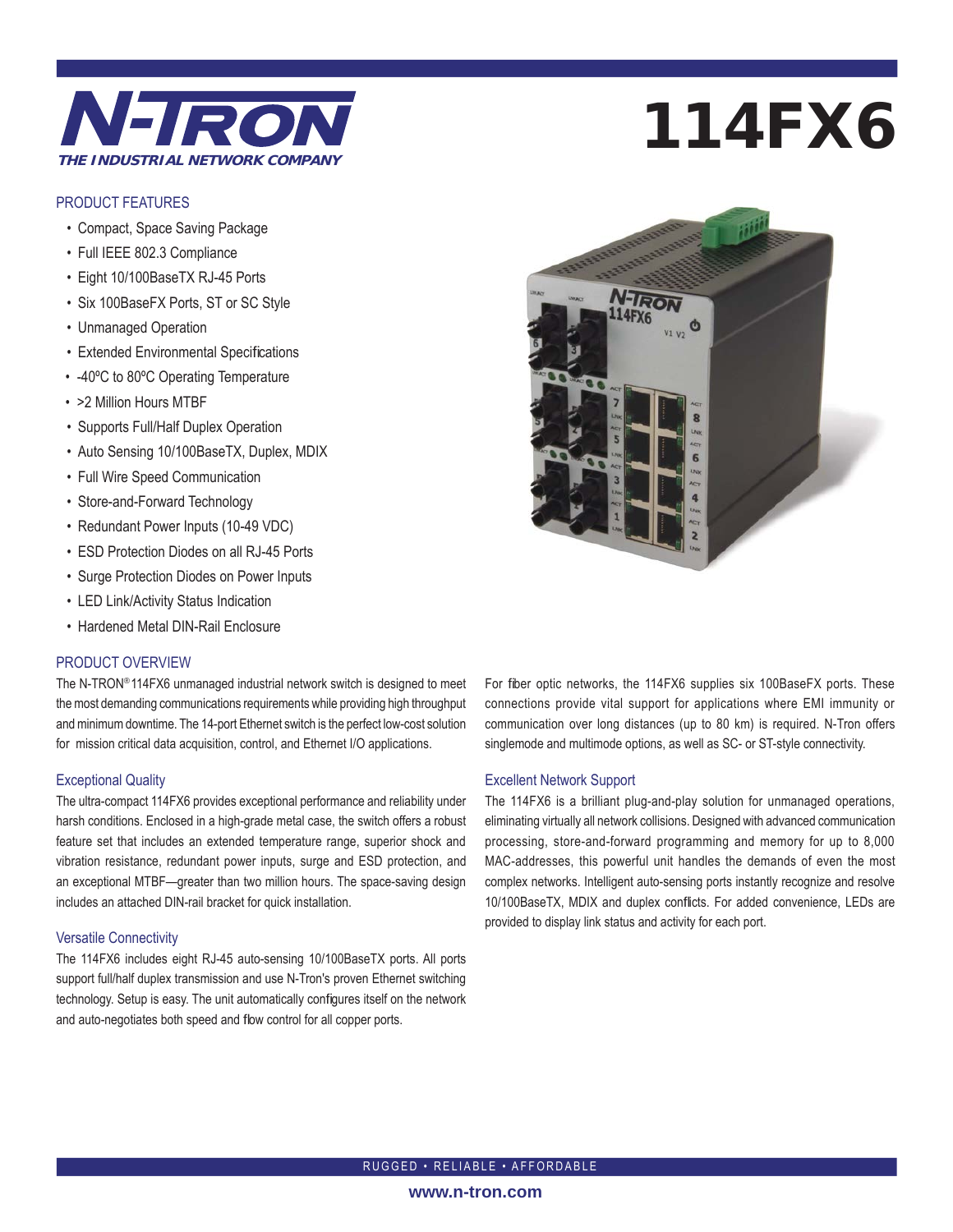# N-TRON

***THE INDUSTRIAL NETWORK COMPANY***

# 114FX6

## PRODUCT FEATURES

- Compact, Space Saving Package
- Full IEEE 802.3 Compliance
- Eight 10/100BaseTX RJ-45 Ports
- Six 100BaseFX Ports, ST or SC Style
- Unmanaged Operation
- Extended Environmental Specifications
- -40ºC to 80ºC Operating Temperature
- >2 Million Hours MTBF
- Supports Full/Half Duplex Operation
- Auto Sensing 10/100BaseTX, Duplex, MDIX
- Full Wire Speed Communication
- Store-and-Forward Technology
- Redundant Power Inputs (10-49 VDC)
- ESD Protection Diodes on all RJ-45 Ports
- Surge Protection Diodes on Power Inputs
- LED Link/Activity Status Indication
- Hardened Metal DIN-Rail Enclosure

## PRODUCT OVERVIEW

The N-TRON® 114FX6 unmanaged industrial network switch is designed to meet the most demanding communications requirements while providing high throughput and minimum downtime. The 14-port Ethernet switch is the perfect low-cost solution for mission critical data acquisition, control, and Ethernet I/O applications.

### Exceptional Quality

The ultra-compact 114FX6 provides exceptional performance and reliability under harsh conditions. Enclosed in a high-grade metal case, the switch offers a robust feature set that includes an extended temperature range, superior shock and vibration resistance, redundant power inputs, surge and ESD protection, and an exceptional MTBF—greater than two million hours. The space-saving design includes an attached DIN-rail bracket for quick installation.

### Versatile Connectivity

The 114FX6 includes eight RJ-45 auto-sensing 10/100BaseTX ports. All ports support full/half duplex transmission and use N-Tron's proven Ethernet switching technology. Setup is easy. The unit automatically configures itself on the network and auto-negotiates both speed and flow control for all copper ports.

For fiber optic networks, the 114FX6 supplies six 100BaseFX ports. These connections provide vital support for applications where EMI immunity or communication over long distances (up to 80 km) is required. N-Tron offers singlemode and multimode options, as well as SC- or ST-style connectivity.

### Excellent Network Support

The 114FX6 is a brilliant plug-and-play solution for unmanaged operations, eliminating virtually all network collisions. Designed with advanced communication processing, store-and-forward programming and memory for up to 8,000 MAC-addresses, this powerful unit handles the demands of even the most complex networks. Intelligent auto-sensing ports instantly recognize and resolve 10/100BaseTX, MDIX and duplex conflicts. For added convenience, LEDs are provided to display link status and activity for each port.

RUGGED • RELIABLE • AFFORDABLE

www.n-tron.com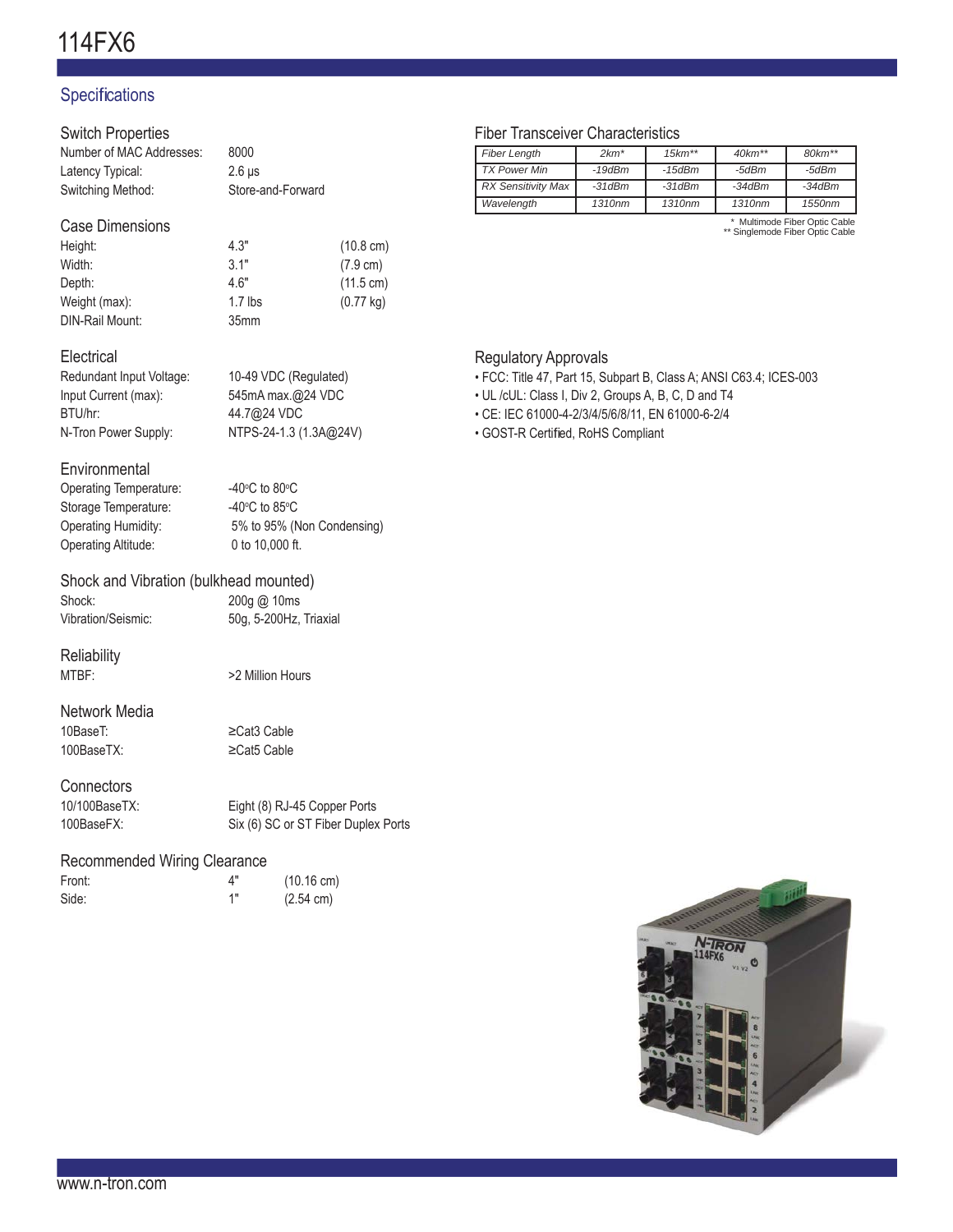# 114FX6

## Specifications

### Switch Properties

| | |
|---|---|
| Number of MAC Addresses: | 8000 |
| Latency Typical: | 2.6 µs |
| Switching Method: | Store-and-Forward |

### Case Dimensions

| | | |
|---|---|---|
| Height: | 4.3" | (10.8 cm) |
| Width: | 3.1" | (7.9 cm) |
| Depth: | 4.6" | (11.5 cm) |
| Weight (max): | 1.7 lbs | (0.77 kg) |
| DIN-Rail Mount: | 35mm | |

### Electrical

| | |
|---|---|
| Redundant Input Voltage: | 10-49 VDC (Regulated) |
| Input Current (max): | 545mA max.@24 VDC |
| BTU/hr: | 44.7@24 VDC |
| N-Tron Power Supply: | NTPS-24-1.3 (1.3A@24V) |

### Environmental

| | |
|---|---|
| Operating Temperature: | -40°C to 80°C |
| Storage Temperature: | -40°C to 85°C |
| Operating Humidity: | 5% to 95% (Non Condensing) |
| Operating Altitude: | 0 to 10,000 ft. |

### Shock and Vibration (bulkhead mounted)

| | |
|---|---|
| Shock: | 200g @ 10ms |
| Vibration/Seismic: | 50g, 5-200Hz, Triaxial |

### Reliability

| | |
|---|---|
| MTBF: | >2 Million Hours |

### Network Media

| | |
|---|---|
| 10BaseT: | ≥Cat3 Cable |
| 100BaseTX: | ≥Cat5 Cable |

### Connectors

| | |
|---|---|
| 10/100BaseTX: | Eight (8) RJ-45 Copper Ports |
| 100BaseFX: | Six (6) SC or ST Fiber Duplex Ports |

### Recommended Wiring Clearance

| | | |
|---|---|---|
| Front: | 4" | (10.16 cm) |
| Side: | 1" | (2.54 cm) |

### Fiber Transceiver Characteristics

| Fiber Length | 2km* | 15km** | 40km** | 80km** |
|---|---|---|---|---|
| TX Power Min | -19dBm | -15dBm | -5dBm | -5dBm |
| RX Sensitivity Max | -31dBm | -31dBm | -34dBm | -34dBm |
| Wavelength | 1310nm | 1310nm | 1310nm | 1550nm |

\* Multimode Fiber Optic Cable
\*\* Singlemode Fiber Optic Cable

### Regulatory Approvals

- FCC: Title 47, Part 15, Subpart B, Class A; ANSI C63.4; ICES-003
- UL /cUL: Class I, Div 2, Groups A, B, C, D and T4
- CE: IEC 61000-4-2/3/4/5/6/8/11, EN 61000-6-2/4
- GOST-R Certified, RoHS Compliant

www.n-tron.com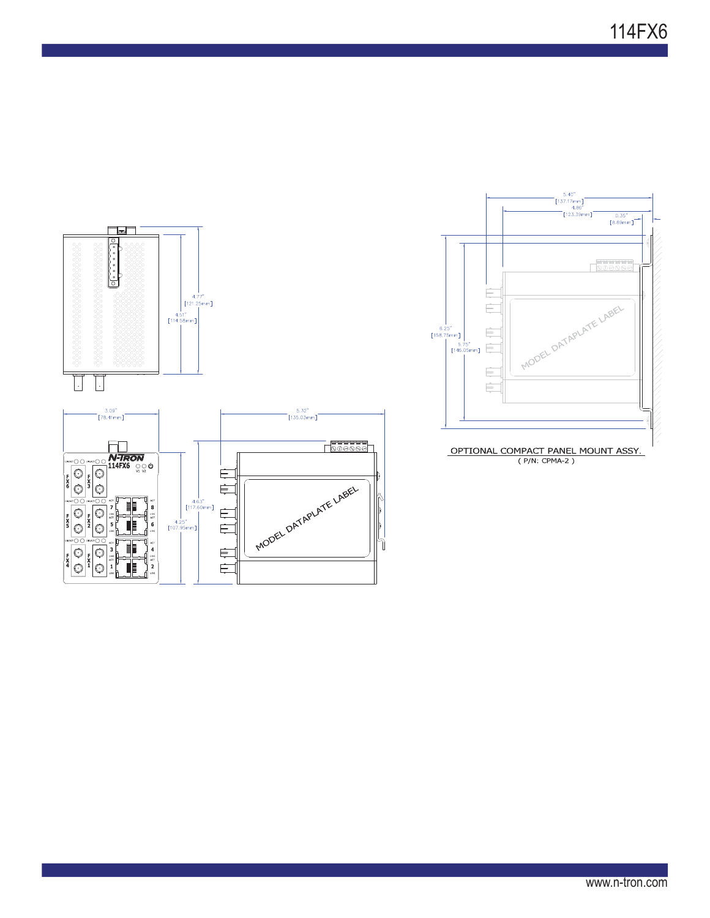4.77"
[121.25mm]

4.51"
[114.58mm]

3.09"
[78.41mm]

5.32"
[135.03mm]

N-TRON
114FX6

4.63"
[117.60mm]

4.25"
[107.95mm]

MODEL DATAPLATE LABEL

5.40"
[137.17mm]

4.86"
[123.39mm]

0.35"
[8.89mm]

6.25"
[158.75mm]

5.75"
[146.05mm]

MODEL DATAPLATE LABEL

OPTIONAL COMPACT PANEL MOUNT ASSY.
( P/N: CPMA-2 )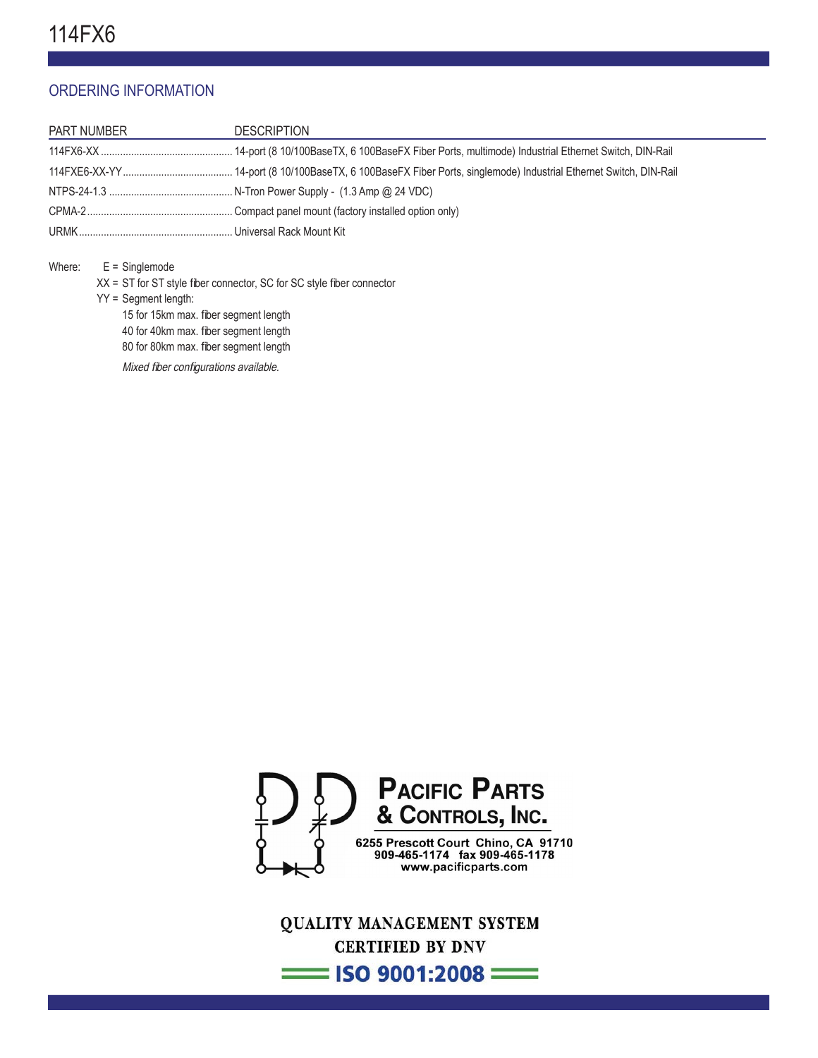## ORDERING INFORMATION

| PART NUMBER | DESCRIPTION |
|---|---|
| 114FX6-XX | 14-port (8 10/100BaseTX, 6 100BaseFX Fiber Ports, multimode) Industrial Ethernet Switch, DIN-Rail |
| 114FXE6-XX-YY | 14-port (8 10/100BaseTX, 6 100BaseFX Fiber Ports, singlemode) Industrial Ethernet Switch, DIN-Rail |
| NTPS-24-1.3 | N-Tron Power Supply - (1.3 Amp @ 24 VDC) |
| CPMA-2 | Compact panel mount (factory installed option only) |
| URMK | Universal Rack Mount Kit |

Where:
- E = Singlemode
- XX = ST for ST style fiber connector, SC for SC style fiber connector
- YY = Segment length:
  - 15 for 15km max. fiber segment length
  - 40 for 40km max. fiber segment length
  - 80 for 80km max. fiber segment length

*Mixed fiber configurations available.*

**PACIFIC PARTS & CONTROLS, INC.**

6255 Prescott Court Chino, CA 91710
909-465-1174 fax 909-465-1178
www.pacificparts.com

QUALITY MANAGEMENT SYSTEM
CERTIFIED BY DNV
ISO 9001:2008